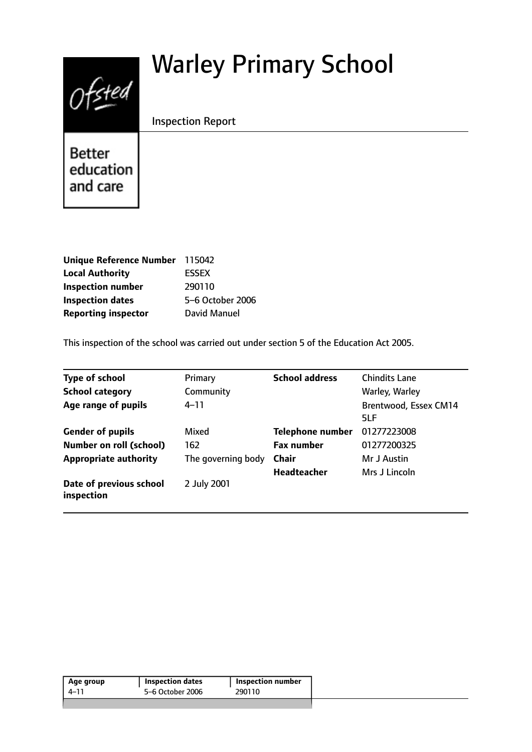# Warley Primary School

Inspection Report

| | |
|---|---|
| **Unique Reference Number** | 115042 |
| **Local Authority** | ESSEX |
| **Inspection number** | 290110 |
| **Inspection dates** | 5–6 October 2006 |
| **Reporting inspector** | David Manuel |

This inspection of the school was carried out under section 5 of the Education Act 2005.

| | | | |
|---|---|---|---|
| **Type of school** | Primary | **School address** | Chindits Lane |
| **School category** | Community | | Warley, Warley |
| **Age range of pupils** | 4–11 | | Brentwood, Essex CM14 5LF |
| **Gender of pupils** | Mixed | **Telephone number** | 01277223008 |
| **Number on roll (school)** | 162 | **Fax number** | 01277200325 |
| **Appropriate authority** | The governing body | **Chair** | Mr J Austin |
| | | **Headteacher** | Mrs J Lincoln |
| **Date of previous school inspection** | 2 July 2001 | | |

| Age group | Inspection dates | Inspection number |
|---|---|---|
| 4–11 | 5–6 October 2006 | 290110 |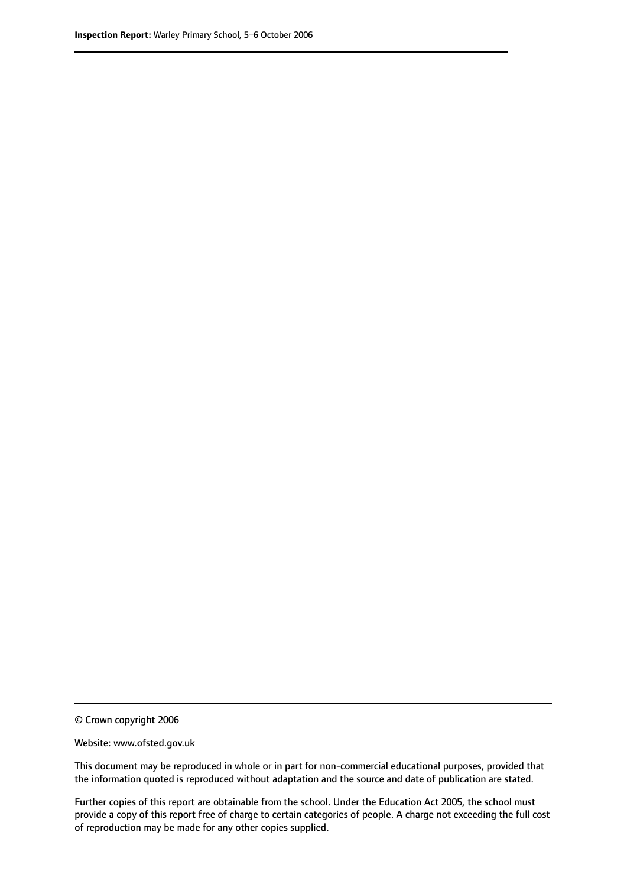© Crown copyright 2006

Website: www.ofsted.gov.uk

This document may be reproduced in whole or in part for non-commercial educational purposes, provided that the information quoted is reproduced without adaptation and the source and date of publication are stated.

Further copies of this report are obtainable from the school. Under the Education Act 2005, the school must provide a copy of this report free of charge to certain categories of people. A charge not exceeding the full cost of reproduction may be made for any other copies supplied.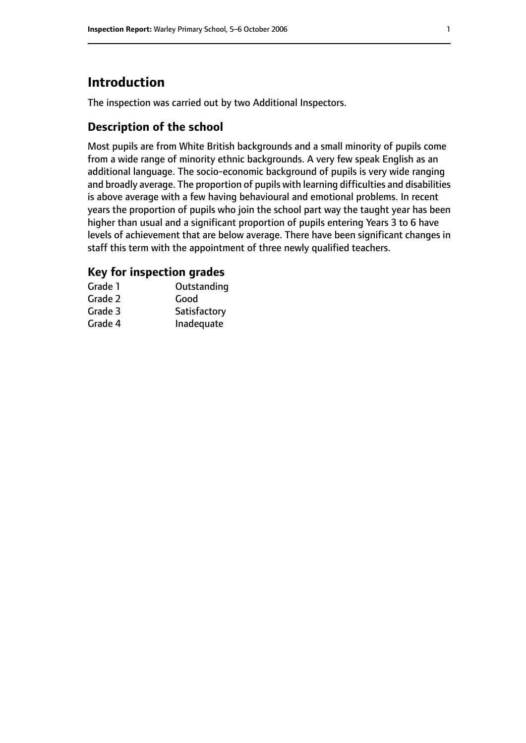## Introduction

The inspection was carried out by two Additional Inspectors.

### Description of the school

Most pupils are from White British backgrounds and a small minority of pupils come from a wide range of minority ethnic backgrounds. A very few speak English as an additional language. The socio-economic background of pupils is very wide ranging and broadly average. The proportion of pupils with learning difficulties and disabilities is above average with a few having behavioural and emotional problems. In recent years the proportion of pupils who join the school part way the taught year has been higher than usual and a significant proportion of pupils entering Years 3 to 6 have levels of achievement that are below average. There have been significant changes in staff this term with the appointment of three newly qualified teachers.

### Key for inspection grades

| | |
|---|---|
| Grade 1 | Outstanding |
| Grade 2 | Good |
| Grade 3 | Satisfactory |
| Grade 4 | Inadequate |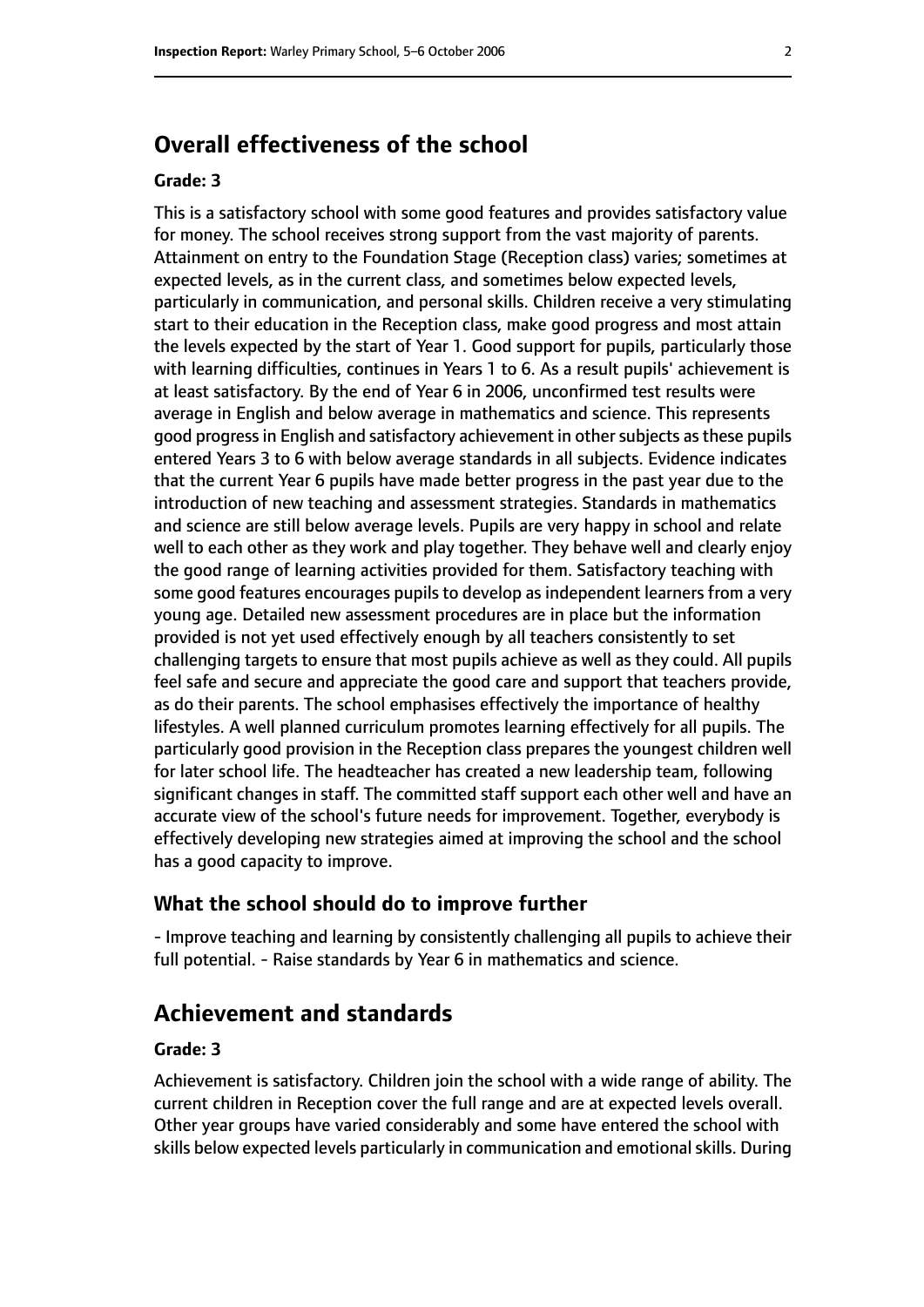## Overall effectiveness of the school

### Grade: 3

This is a satisfactory school with some good features and provides satisfactory value for money. The school receives strong support from the vast majority of parents. Attainment on entry to the Foundation Stage (Reception class) varies; sometimes at expected levels, as in the current class, and sometimes below expected levels, particularly in communication, and personal skills. Children receive a very stimulating start to their education in the Reception class, make good progress and most attain the levels expected by the start of Year 1. Good support for pupils, particularly those with learning difficulties, continues in Years 1 to 6. As a result pupils' achievement is at least satisfactory. By the end of Year 6 in 2006, unconfirmed test results were average in English and below average in mathematics and science. This represents good progress in English and satisfactory achievement in other subjects as these pupils entered Years 3 to 6 with below average standards in all subjects. Evidence indicates that the current Year 6 pupils have made better progress in the past year due to the introduction of new teaching and assessment strategies. Standards in mathematics and science are still below average levels. Pupils are very happy in school and relate well to each other as they work and play together. They behave well and clearly enjoy the good range of learning activities provided for them. Satisfactory teaching with some good features encourages pupils to develop as independent learners from a very young age. Detailed new assessment procedures are in place but the information provided is not yet used effectively enough by all teachers consistently to set challenging targets to ensure that most pupils achieve as well as they could. All pupils feel safe and secure and appreciate the good care and support that teachers provide, as do their parents. The school emphasises effectively the importance of healthy lifestyles. A well planned curriculum promotes learning effectively for all pupils. The particularly good provision in the Reception class prepares the youngest children well for later school life. The headteacher has created a new leadership team, following significant changes in staff. The committed staff support each other well and have an accurate view of the school's future needs for improvement. Together, everybody is effectively developing new strategies aimed at improving the school and the school has a good capacity to improve.

### What the school should do to improve further

- Improve teaching and learning by consistently challenging all pupils to achieve their full potential. - Raise standards by Year 6 in mathematics and science.

## Achievement and standards

### Grade: 3

Achievement is satisfactory. Children join the school with a wide range of ability. The current children in Reception cover the full range and are at expected levels overall. Other year groups have varied considerably and some have entered the school with skills below expected levels particularly in communication and emotional skills. During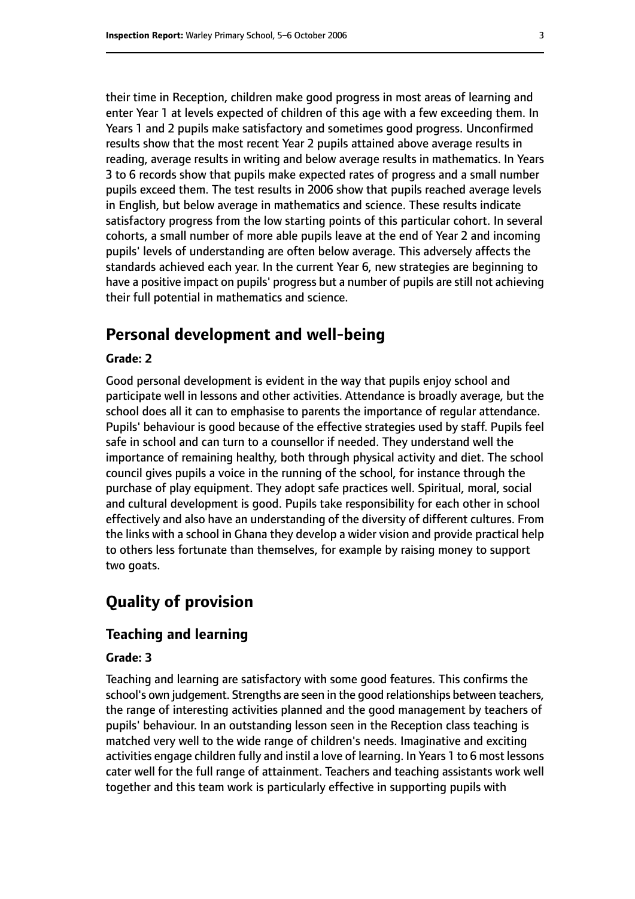their time in Reception, children make good progress in most areas of learning and enter Year 1 at levels expected of children of this age with a few exceeding them. In Years 1 and 2 pupils make satisfactory and sometimes good progress. Unconfirmed results show that the most recent Year 2 pupils attained above average results in reading, average results in writing and below average results in mathematics. In Years 3 to 6 records show that pupils make expected rates of progress and a small number pupils exceed them. The test results in 2006 show that pupils reached average levels in English, but below average in mathematics and science. These results indicate satisfactory progress from the low starting points of this particular cohort. In several cohorts, a small number of more able pupils leave at the end of Year 2 and incoming pupils' levels of understanding are often below average. This adversely affects the standards achieved each year. In the current Year 6, new strategies are beginning to have a positive impact on pupils' progress but a number of pupils are still not achieving their full potential in mathematics and science.

## Personal development and well-being

#### Grade: 2

Good personal development is evident in the way that pupils enjoy school and participate well in lessons and other activities. Attendance is broadly average, but the school does all it can to emphasise to parents the importance of regular attendance. Pupils' behaviour is good because of the effective strategies used by staff. Pupils feel safe in school and can turn to a counsellor if needed. They understand well the importance of remaining healthy, both through physical activity and diet. The school council gives pupils a voice in the running of the school, for instance through the purchase of play equipment. They adopt safe practices well. Spiritual, moral, social and cultural development is good. Pupils take responsibility for each other in school effectively and also have an understanding of the diversity of different cultures. From the links with a school in Ghana they develop a wider vision and provide practical help to others less fortunate than themselves, for example by raising money to support two goats.

## Quality of provision

### Teaching and learning

#### Grade: 3

Teaching and learning are satisfactory with some good features. This confirms the school's own judgement. Strengths are seen in the good relationships between teachers, the range of interesting activities planned and the good management by teachers of pupils' behaviour. In an outstanding lesson seen in the Reception class teaching is matched very well to the wide range of children's needs. Imaginative and exciting activities engage children fully and instil a love of learning. In Years 1 to 6 most lessons cater well for the full range of attainment. Teachers and teaching assistants work well together and this team work is particularly effective in supporting pupils with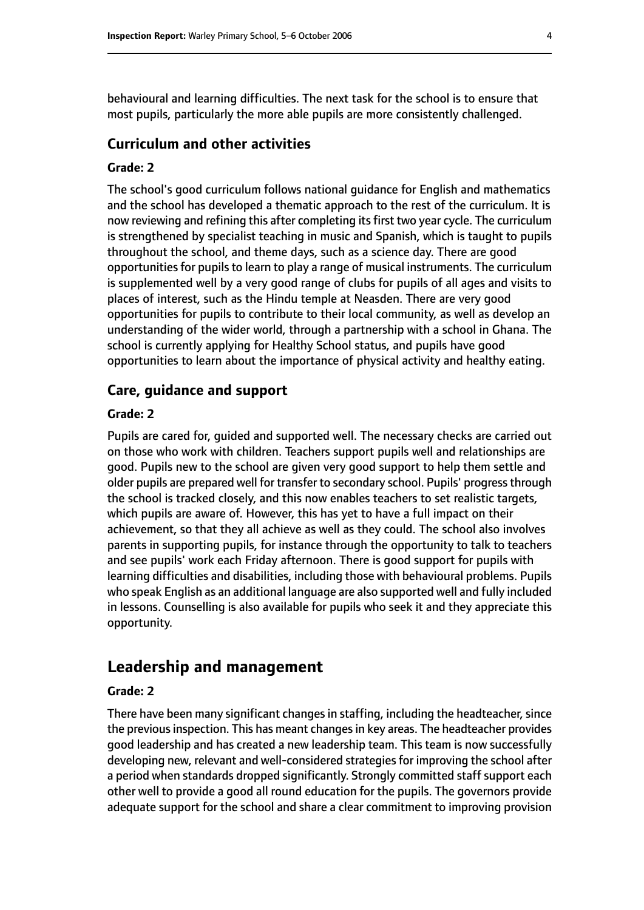behavioural and learning difficulties. The next task for the school is to ensure that most pupils, particularly the more able pupils are more consistently challenged.

### Curriculum and other activities

#### Grade: 2

The school's good curriculum follows national guidance for English and mathematics and the school has developed a thematic approach to the rest of the curriculum. It is now reviewing and refining this after completing its first two year cycle. The curriculum is strengthened by specialist teaching in music and Spanish, which is taught to pupils throughout the school, and theme days, such as a science day. There are good opportunities for pupils to learn to play a range of musical instruments. The curriculum is supplemented well by a very good range of clubs for pupils of all ages and visits to places of interest, such as the Hindu temple at Neasden. There are very good opportunities for pupils to contribute to their local community, as well as develop an understanding of the wider world, through a partnership with a school in Ghana. The school is currently applying for Healthy School status, and pupils have good opportunities to learn about the importance of physical activity and healthy eating.

### Care, guidance and support

#### Grade: 2

Pupils are cared for, guided and supported well. The necessary checks are carried out on those who work with children. Teachers support pupils well and relationships are good. Pupils new to the school are given very good support to help them settle and older pupils are prepared well for transfer to secondary school. Pupils' progress through the school is tracked closely, and this now enables teachers to set realistic targets, which pupils are aware of. However, this has yet to have a full impact on their achievement, so that they all achieve as well as they could. The school also involves parents in supporting pupils, for instance through the opportunity to talk to teachers and see pupils' work each Friday afternoon. There is good support for pupils with learning difficulties and disabilities, including those with behavioural problems. Pupils who speak English as an additional language are also supported well and fully included in lessons. Counselling is also available for pupils who seek it and they appreciate this opportunity.

## Leadership and management

#### Grade: 2

There have been many significant changes in staffing, including the headteacher, since the previous inspection. This has meant changes in key areas. The headteacher provides good leadership and has created a new leadership team. This team is now successfully developing new, relevant and well-considered strategies for improving the school after a period when standards dropped significantly. Strongly committed staff support each other well to provide a good all round education for the pupils. The governors provide adequate support for the school and share a clear commitment to improving provision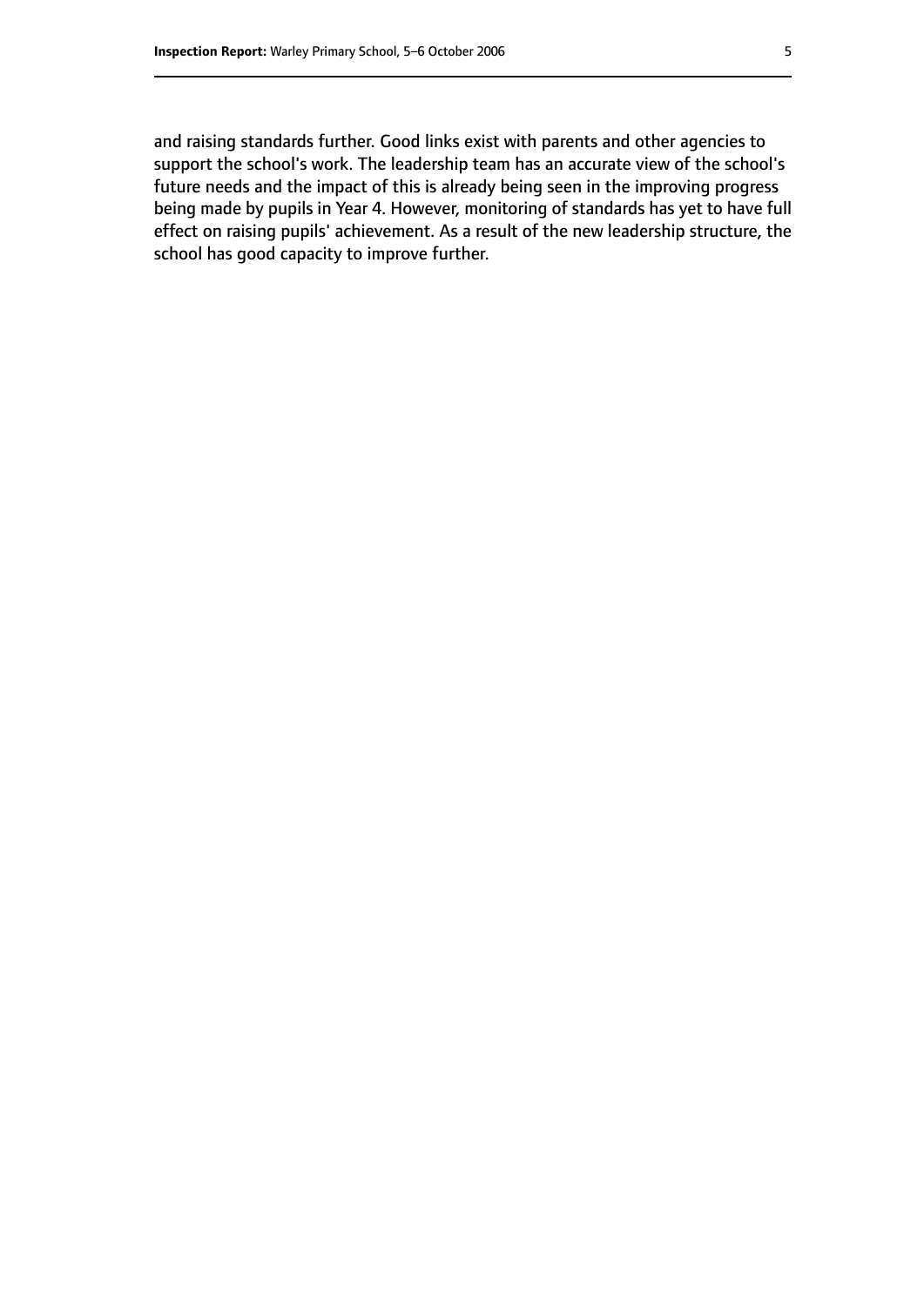and raising standards further. Good links exist with parents and other agencies to support the school's work. The leadership team has an accurate view of the school's future needs and the impact of this is already being seen in the improving progress being made by pupils in Year 4. However, monitoring of standards has yet to have full effect on raising pupils' achievement. As a result of the new leadership structure, the school has good capacity to improve further.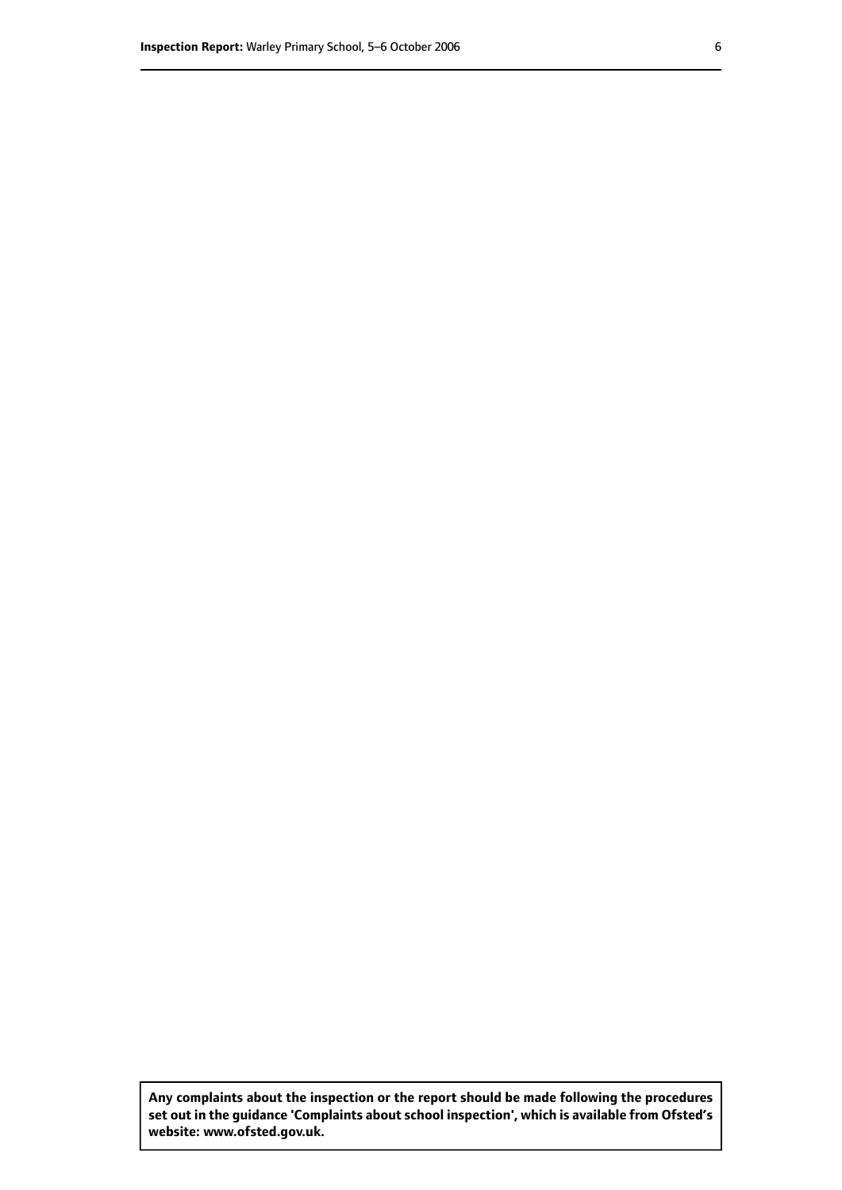**Any complaints about the inspection or the report should be made following the procedures set out in the guidance 'Complaints about school inspection', which is available from Ofsted's website: www.ofsted.gov.uk.**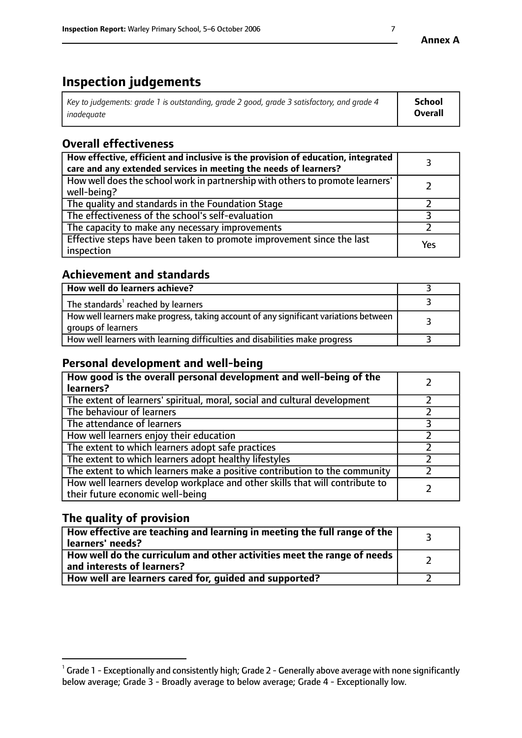**Annex A**

# Inspection judgements

| *Key to judgements: grade 1 is outstanding, grade 2 good, grade 3 satisfactory, and grade 4 inadequate* | **School Overall** |
|---|---|

## Overall effectiveness

| | |
|---|---|
| **How effective, efficient and inclusive is the provision of education, integrated care and any extended services in meeting the needs of learners?** | 3 |
| How well does the school work in partnership with others to promote learners' well-being? | 2 |
| The quality and standards in the Foundation Stage | 2 |
| The effectiveness of the school's self-evaluation | 3 |
| The capacity to make any necessary improvements | 2 |
| Effective steps have been taken to promote improvement since the last inspection | Yes |

## Achievement and standards

| | |
|---|---|
| **How well do learners achieve?** | 3 |
| The standards[1] reached by learners | 3 |
| How well learners make progress, taking account of any significant variations between groups of learners | 3 |
| How well learners with learning difficulties and disabilities make progress | 3 |

## Personal development and well-being

| | |
|---|---|
| **How good is the overall personal development and well-being of the learners?** | 2 |
| The extent of learners' spiritual, moral, social and cultural development | 2 |
| The behaviour of learners | 2 |
| The attendance of learners | 3 |
| How well learners enjoy their education | 2 |
| The extent to which learners adopt safe practices | 2 |
| The extent to which learners adopt healthy lifestyles | 2 |
| The extent to which learners make a positive contribution to the community | 2 |
| How well learners develop workplace and other skills that will contribute to their future economic well-being | 2 |

## The quality of provision

| | |
|---|---|
| **How effective are teaching and learning in meeting the full range of the learners' needs?** | 3 |
| **How well do the curriculum and other activities meet the range of needs and interests of learners?** | 2 |
| **How well are learners cared for, guided and supported?** | 2 |

[1] Grade 1 - Exceptionally and consistently high; Grade 2 - Generally above average with none significantly below average; Grade 3 - Broadly average to below average; Grade 4 - Exceptionally low.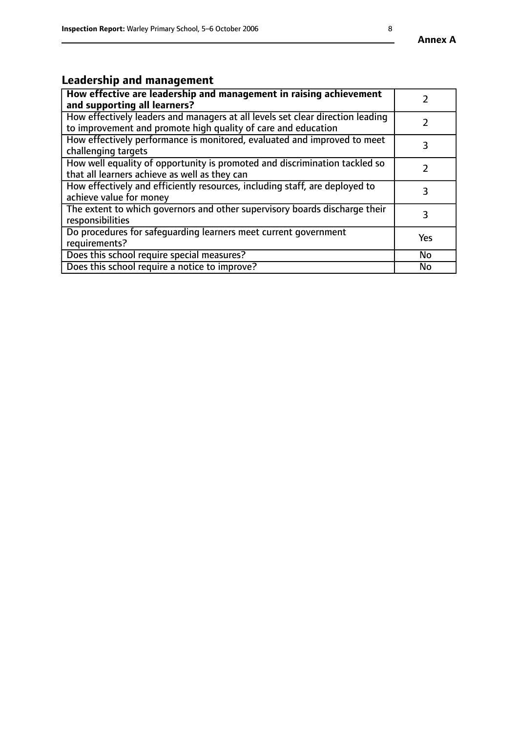## Leadership and management

| **How effective are leadership and management in raising achievement and supporting all learners?** | 2 |
|---|---|
| How effectively leaders and managers at all levels set clear direction leading to improvement and promote high quality of care and education | 2 |
| How effectively performance is monitored, evaluated and improved to meet challenging targets | 3 |
| How well equality of opportunity is promoted and discrimination tackled so that all learners achieve as well as they can | 2 |
| How effectively and efficiently resources, including staff, are deployed to achieve value for money | 3 |
| The extent to which governors and other supervisory boards discharge their responsibilities | 3 |
| Do procedures for safeguarding learners meet current government requirements? | Yes |
| Does this school require special measures? | No |
| Does this school require a notice to improve? | No |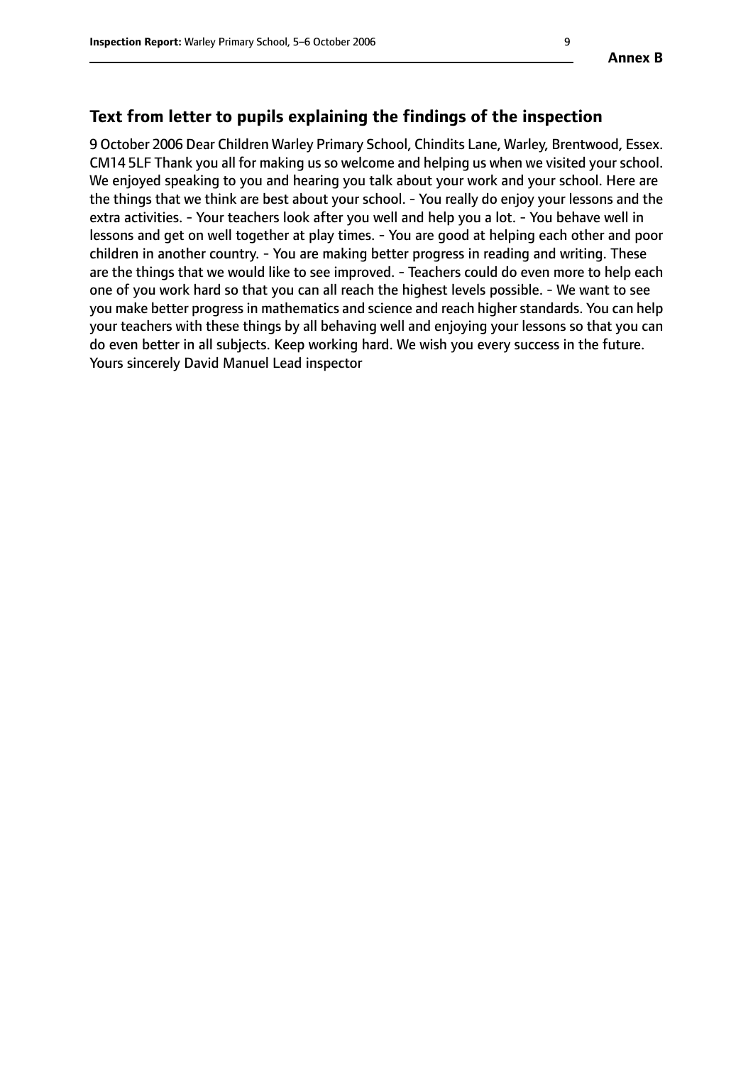## Text from letter to pupils explaining the findings of the inspection

9 October 2006 Dear Children Warley Primary School, Chindits Lane, Warley, Brentwood, Essex. CM14 5LF Thank you all for making us so welcome and helping us when we visited your school. We enjoyed speaking to you and hearing you talk about your work and your school. Here are the things that we think are best about your school. - You really do enjoy your lessons and the extra activities. - Your teachers look after you well and help you a lot. - You behave well in lessons and get on well together at play times. - You are good at helping each other and poor children in another country. - You are making better progress in reading and writing. These are the things that we would like to see improved. - Teachers could do even more to help each one of you work hard so that you can all reach the highest levels possible. - We want to see you make better progress in mathematics and science and reach higher standards. You can help your teachers with these things by all behaving well and enjoying your lessons so that you can do even better in all subjects. Keep working hard. We wish you every success in the future. Yours sincerely David Manuel Lead inspector